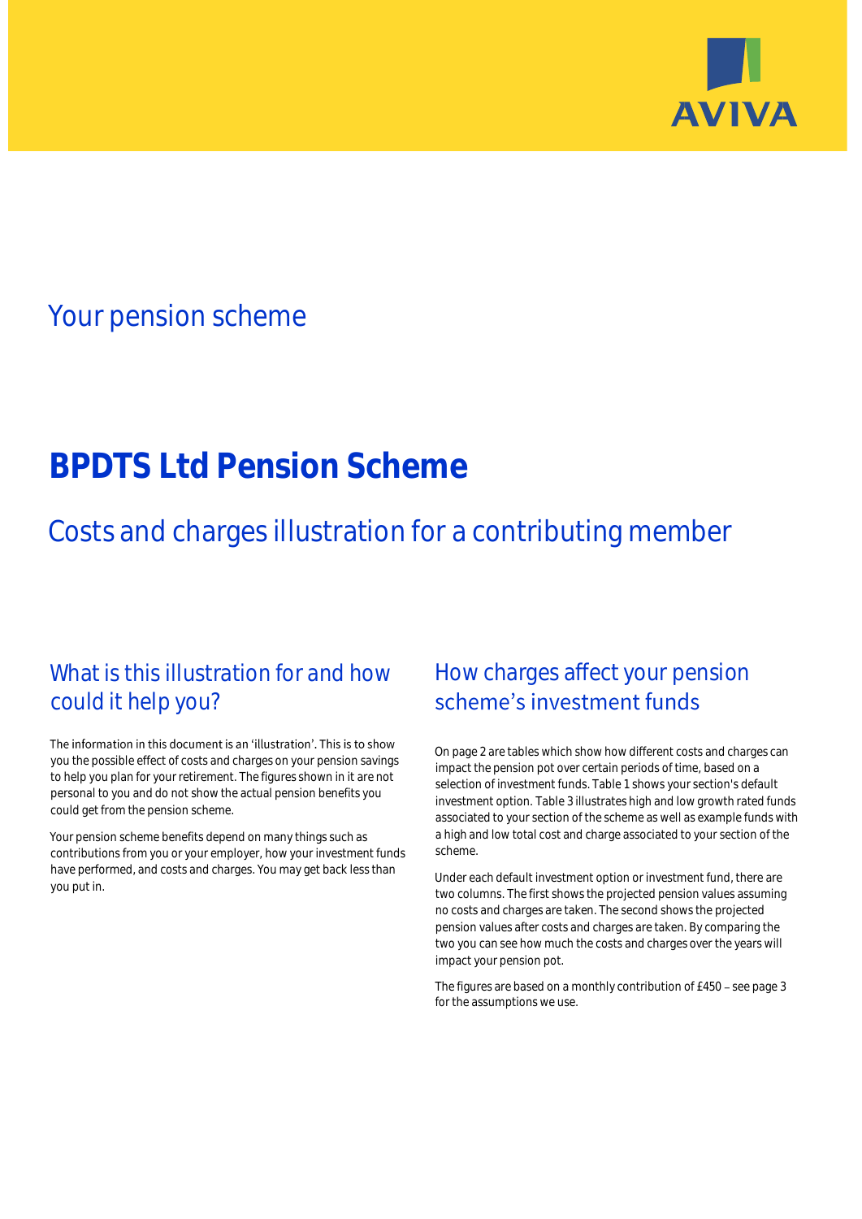AVIVA

Your pension scheme

# BPDTS Ltd Pension Scheme

## Costs and charges illustration for a contributing member

### What is this illustration for and how could it help you?

The information in this document is an 'illustration'. This is to show you the possible effect of costs and charges on your pension savings to help you plan for your retirement. The figures shown in it are not personal to you and do not show the actual pension benefits you could get from the pension scheme.

Your pension scheme benefits depend on many things such as contributions from you or your employer, how your investment funds have performed, and costs and charges. You may get back less than you put in.

### How charges affect your pension scheme's investment funds

On page 2 are tables which show how different costs and charges can impact the pension pot over certain periods of time, based on a selection of investment funds. Table 1 shows your section's default investment option. Table 3 illustrates high and low growth rated funds associated to your section of the scheme as well as example funds with a high and low total cost and charge associated to your section of the scheme.

Under each default investment option or investment fund, there are two columns. The first shows the projected pension values assuming no costs and charges are taken. The second shows the projected pension values after costs and charges are taken. By comparing the two you can see how much the costs and charges over the years will impact your pension pot.

The figures are based on a monthly contribution of £450 – see page 3 for the assumptions we use.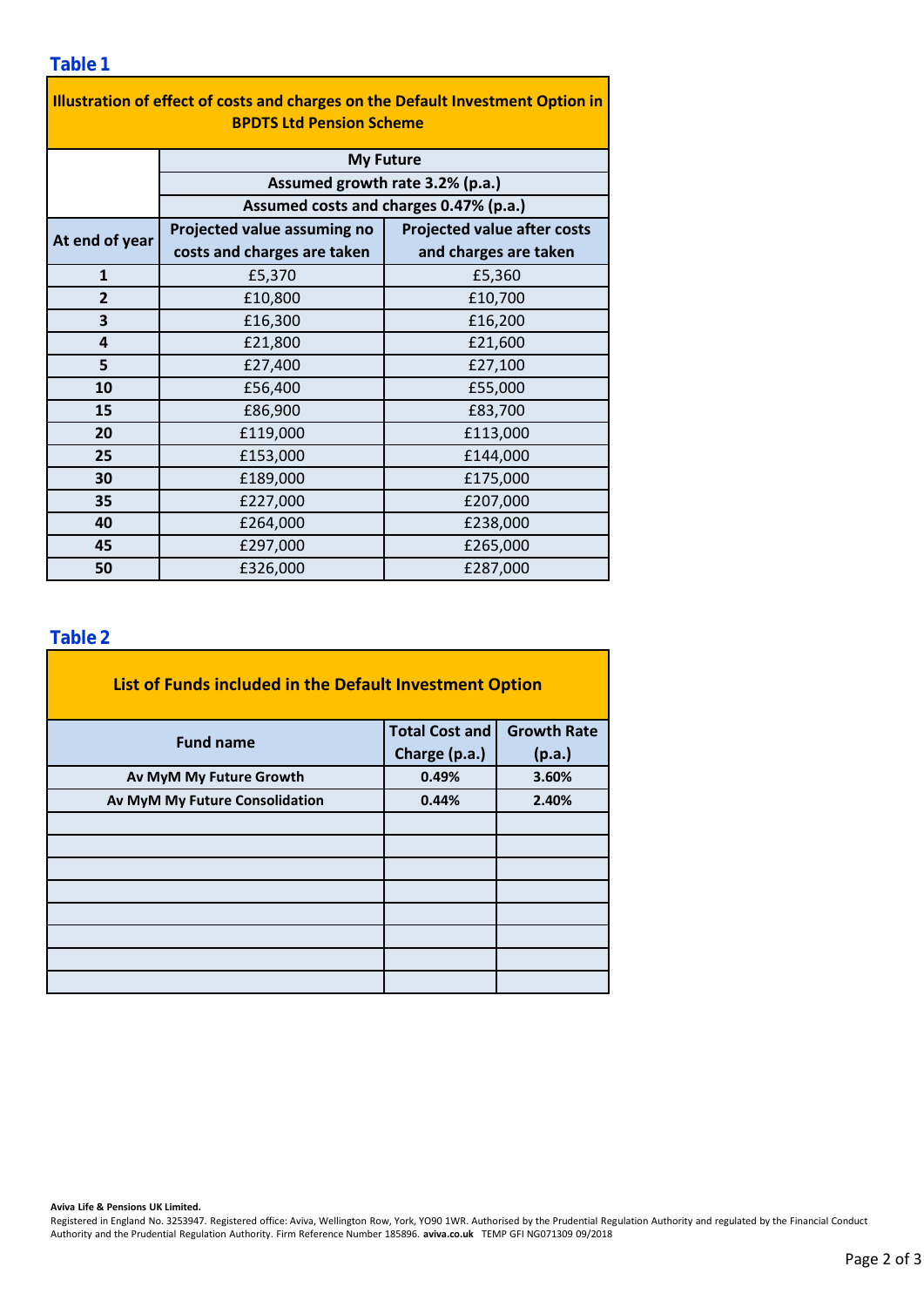**Table 1**

| Illustration of effect of costs and charges on the Default Investment Option in BPDTS Ltd Pension Scheme | | |
|---|---|---|
| | My Future | |
| | Assumed growth rate 3.2% (p.a.) | |
| | Assumed costs and charges 0.47% (p.a.) | |
| At end of year | Projected value assuming no costs and charges are taken | Projected value after costs and charges are taken |
| 1 | £5,370 | £5,360 |
| 2 | £10,800 | £10,700 |
| 3 | £16,300 | £16,200 |
| 4 | £21,800 | £21,600 |
| 5 | £27,400 | £27,100 |
| 10 | £56,400 | £55,000 |
| 15 | £86,900 | £83,700 |
| 20 | £119,000 | £113,000 |
| 25 | £153,000 | £144,000 |
| 30 | £189,000 | £175,000 |
| 35 | £227,000 | £207,000 |
| 40 | £264,000 | £238,000 |
| 45 | £297,000 | £265,000 |
| 50 | £326,000 | £287,000 |

**Table 2**

| List of Funds included in the Default Investment Option | | |
|---|---|---|
| Fund name | Total Cost and Charge (p.a.) | Growth Rate (p.a.) |
| Av MyM My Future Growth | 0.49% | 3.60% |
| Av MyM My Future Consolidation | 0.44% | 2.40% |
| | | |
| | | |
| | | |
| | | |
| | | |
| | | |
| | | |
| | | |

**Aviva Life & Pensions UK Limited.**
Registered in England No. 3253947. Registered office: Aviva, Wellington Row, York, YO90 1WR. Authorised by the Prudential Regulation Authority and regulated by the Financial Conduct Authority and the Prudential Regulation Authority. Firm Reference Number 185896. **aviva.co.uk** TEMP GFI NG071309 09/2018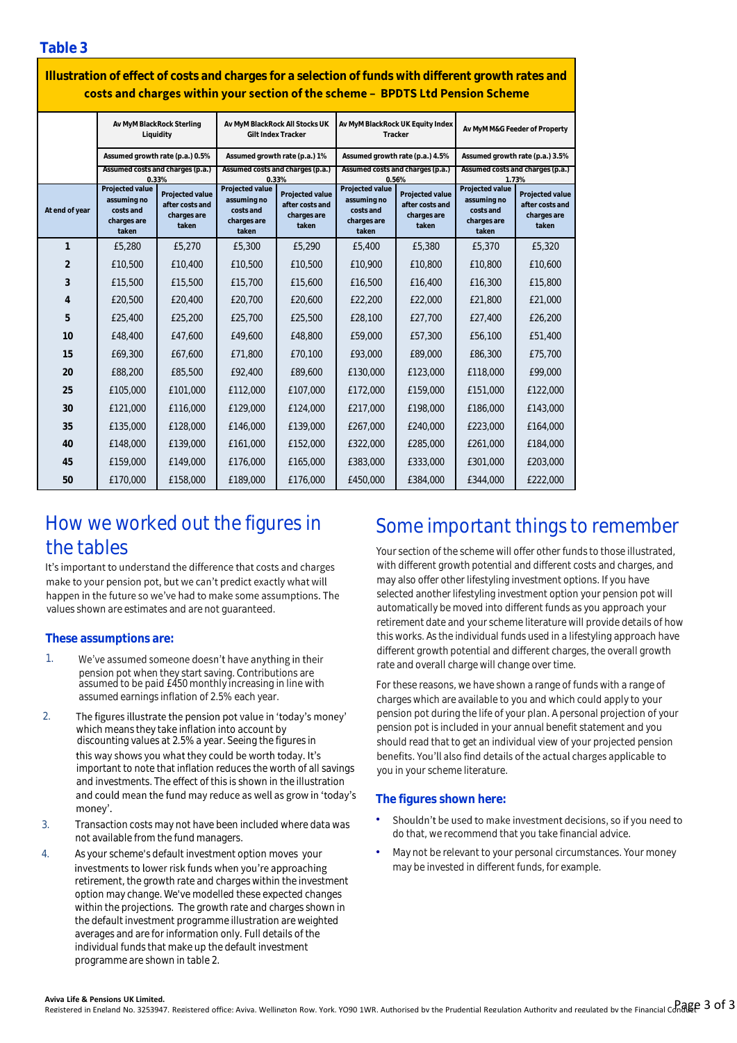## Table 3

| Illustration of effect of costs and charges for a selection of funds with different growth rates and costs and charges within your section of the scheme – BPDTS Ltd Pension Scheme | | | | | | | | |
|---|---|---|---|---|---|---|---|---|
| | Av MyM BlackRock Sterling Liquidity | | Av MyM BlackRock All Stocks UK Gilt Index Tracker | | Av MyM BlackRock UK Equity Index Tracker | | Av MyM M&G Feeder of Property | |
| | Assumed growth rate (p.a.) 0.5% | | Assumed growth rate (p.a.) 1% | | Assumed growth rate (p.a.) 4.5% | | Assumed growth rate (p.a.) 3.5% | |
| | Assumed costs and charges (p.a.) 0.33% | | Assumed costs and charges (p.a.) 0.33% | | Assumed costs and charges (p.a.) 0.56% | | Assumed costs and charges (p.a.) 1.73% | |
| At end of year | Projected value assuming no costs and charges are taken | Projected value after costs and charges are taken | Projected value assuming no costs and charges are taken | Projected value after costs and charges are taken | Projected value assuming no costs and charges are taken | Projected value after costs and charges are taken | Projected value assuming no costs and charges are taken | Projected value after costs and charges are taken |
| 1 | £5,280 | £5,270 | £5,300 | £5,290 | £5,400 | £5,380 | £5,370 | £5,320 |
| 2 | £10,500 | £10,400 | £10,500 | £10,500 | £10,900 | £10,800 | £10,800 | £10,600 |
| 3 | £15,500 | £15,500 | £15,700 | £15,600 | £16,500 | £16,400 | £16,300 | £15,800 |
| 4 | £20,500 | £20,400 | £20,700 | £20,600 | £22,200 | £22,000 | £21,800 | £21,000 |
| 5 | £25,400 | £25,200 | £25,700 | £25,500 | £28,100 | £27,700 | £27,400 | £26,200 |
| 10 | £48,400 | £47,600 | £49,600 | £48,800 | £59,000 | £57,300 | £56,100 | £51,400 |
| 15 | £69,300 | £67,600 | £71,800 | £70,100 | £93,000 | £89,000 | £86,300 | £75,700 |
| 20 | £88,200 | £85,500 | £92,400 | £89,600 | £130,000 | £123,000 | £118,000 | £99,000 |
| 25 | £105,000 | £101,000 | £112,000 | £107,000 | £172,000 | £159,000 | £151,000 | £122,000 |
| 30 | £121,000 | £116,000 | £129,000 | £124,000 | £217,000 | £198,000 | £186,000 | £143,000 |
| 35 | £135,000 | £128,000 | £146,000 | £139,000 | £267,000 | £240,000 | £223,000 | £164,000 |
| 40 | £148,000 | £139,000 | £161,000 | £152,000 | £322,000 | £285,000 | £261,000 | £184,000 |
| 45 | £159,000 | £149,000 | £176,000 | £165,000 | £383,000 | £333,000 | £301,000 | £203,000 |
| 50 | £170,000 | £158,000 | £189,000 | £176,000 | £450,000 | £384,000 | £344,000 | £222,000 |

# How we worked out the figures in the tables

It's important to understand the difference that costs and charges make to your pension pot, but we can't predict exactly what will happen in the future so we've had to make some assumptions. The values shown are estimates and are not guaranteed.

### These assumptions are:

1. We've assumed someone doesn't have anything in their pension pot when they start saving. Contributions are assumed to be paid £450 monthly increasing in line with assumed earnings inflation of 2.5% each year.
2. The figures illustrate the pension pot value in 'today's money' which means they take inflation into account by discounting values at 2.5% a year. Seeing the figures in this way shows you what they could be worth today. It's important to note that inflation reduces the worth of all savings and investments. The effect of this is shown in the illustration and could mean the fund may reduce as well as grow in 'today's money'.
3. Transaction costs may not have been included where data was not available from the fund managers.
4. As your scheme's default investment option moves your investments to lower risk funds when you're approaching retirement, the growth rate and charges within the investment option may change. We've modelled these expected changes within the projections. The growth rate and charges shown in the default investment programme illustration are weighted averages and are for information only. Full details of the individual funds that make up the default investment programme are shown in table 2.

# Some important things to remember

Your section of the scheme will offer other funds to those illustrated, with different growth potential and different costs and charges, and may also offer other lifestyling investment options. If you have selected another lifestyling investment option your pension pot will automatically be moved into different funds as you approach your retirement date and your scheme literature will provide details of how this works. As the individual funds used in a lifestyling approach have different growth potential and different charges, the overall growth rate and overall charge will change over time.

For these reasons, we have shown a range of funds with a range of charges which are available to you and which could apply to your pension pot during the life of your plan. A personal projection of your pension pot is included in your annual benefit statement and you should read that to get an individual view of your projected pension benefits. You'll also find details of the actual charges applicable to you in your scheme literature.

### The figures shown here:

- Shouldn't be used to make investment decisions, so if you need to do that, we recommend that you take financial advice.
- May not be relevant to your personal circumstances. Your money may be invested in different funds, for example.

**Aviva Life & Pensions UK Limited.**
Registered in England No. 3253947. Registered office: Aviva, Wellington Row, York, YO90 1WR. Authorised by the Prudential Regulation Authority and regulated by the Financial Conduct